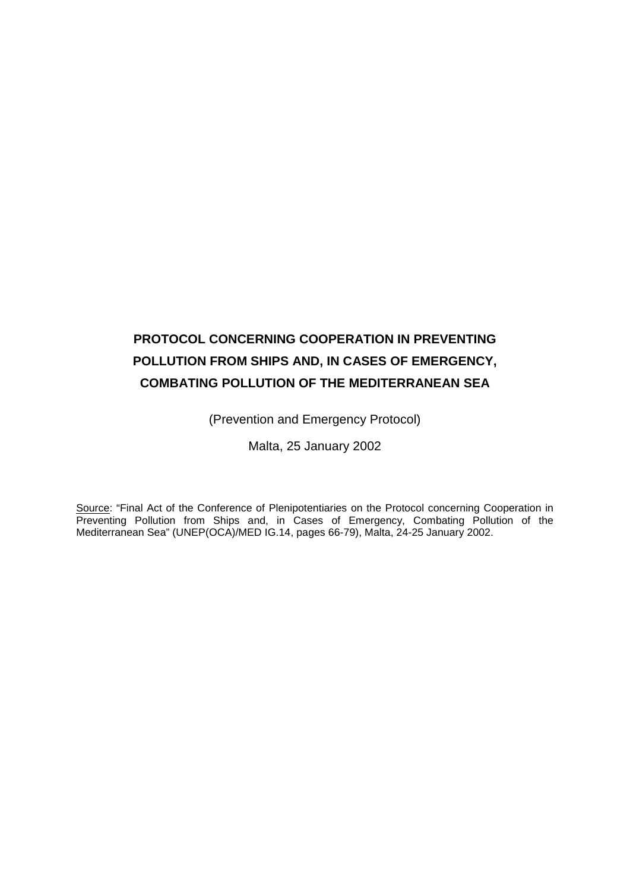# PROTOCOL CONCERNING COOPERATION IN PREVENTING POLLUTION FROM SHIPS AND, IN CASES OF EMERGENCY, COMBATING POLLUTION OF THE MEDITERRANEAN SEA

(Prevention and Emergency Protocol)

Malta, 25 January 2002

Source: "Final Act of the Conference of Plenipotentiaries on the Protocol concerning Cooperation in Preventing Pollution from Ships and, in Cases of Emergency, Combating Pollution of the Mediterranean Sea" (UNEP(OCA)/MED IG.14, pages 66-79), Malta, 24-25 January 2002.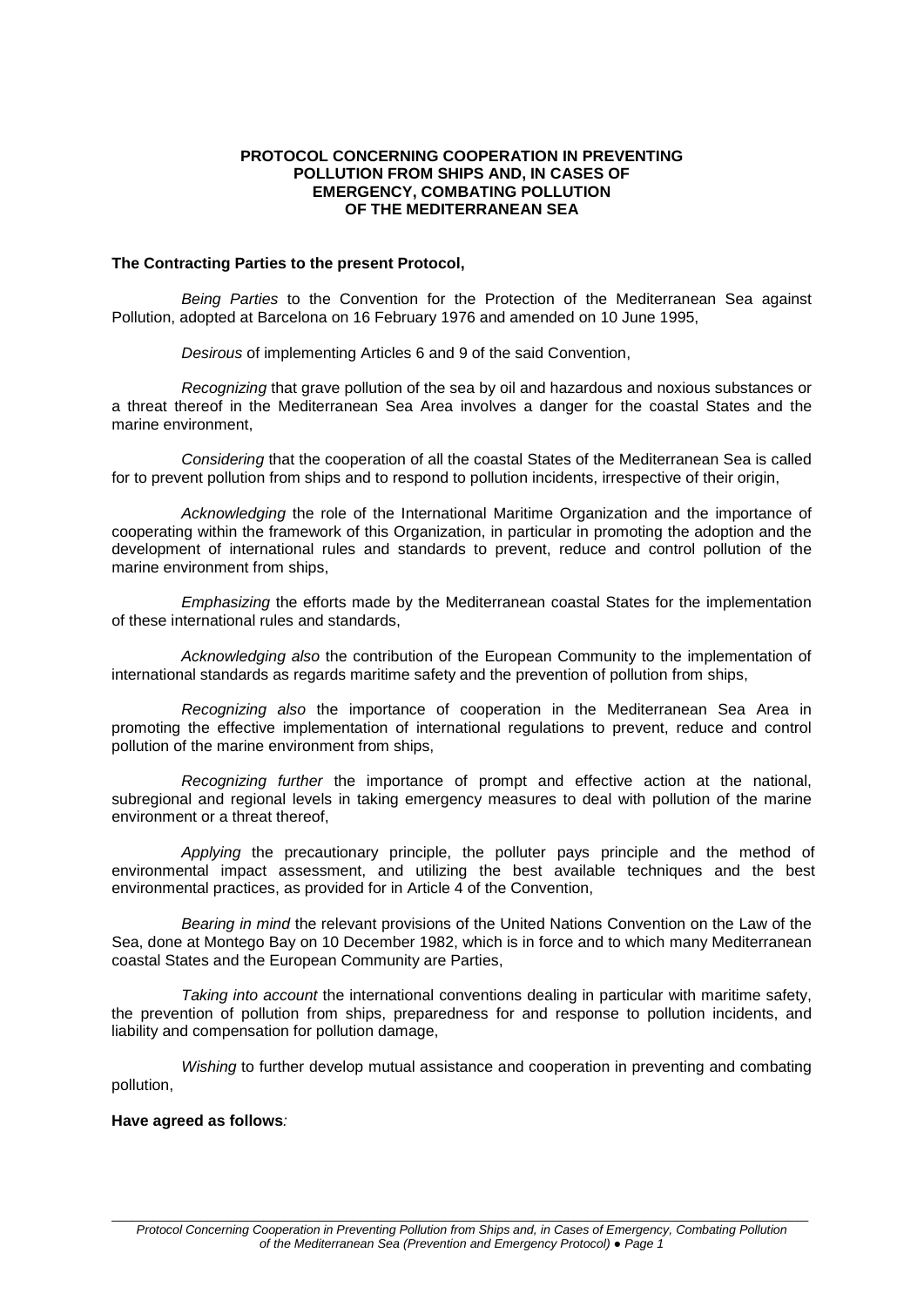# PROTOCOL CONCERNING COOPERATION IN PREVENTING POLLUTION FROM SHIPS AND, IN CASES OF EMERGENCY, COMBATING POLLUTION OF THE MEDITERRANEAN SEA

**The Contracting Parties to the present Protocol,**

*Being Parties* to the Convention for the Protection of the Mediterranean Sea against Pollution, adopted at Barcelona on 16 February 1976 and amended on 10 June 1995,

*Desirous* of implementing Articles 6 and 9 of the said Convention,

*Recognizing* that grave pollution of the sea by oil and hazardous and noxious substances or a threat thereof in the Mediterranean Sea Area involves a danger for the coastal States and the marine environment,

*Considering* that the cooperation of all the coastal States of the Mediterranean Sea is called for to prevent pollution from ships and to respond to pollution incidents, irrespective of their origin,

*Acknowledging* the role of the International Maritime Organization and the importance of cooperating within the framework of this Organization, in particular in promoting the adoption and the development of international rules and standards to prevent, reduce and control pollution of the marine environment from ships,

*Emphasizing* the efforts made by the Mediterranean coastal States for the implementation of these international rules and standards,

*Acknowledging also* the contribution of the European Community to the implementation of international standards as regards maritime safety and the prevention of pollution from ships,

*Recognizing also* the importance of cooperation in the Mediterranean Sea Area in promoting the effective implementation of international regulations to prevent, reduce and control pollution of the marine environment from ships,

*Recognizing further* the importance of prompt and effective action at the national, subregional and regional levels in taking emergency measures to deal with pollution of the marine environment or a threat thereof,

*Applying* the precautionary principle, the polluter pays principle and the method of environmental impact assessment, and utilizing the best available techniques and the best environmental practices, as provided for in Article 4 of the Convention,

*Bearing in mind* the relevant provisions of the United Nations Convention on the Law of the Sea, done at Montego Bay on 10 December 1982, which is in force and to which many Mediterranean coastal States and the European Community are Parties,

*Taking into account* the international conventions dealing in particular with maritime safety, the prevention of pollution from ships, preparedness for and response to pollution incidents, and liability and compensation for pollution damage,

*Wishing* to further develop mutual assistance and cooperation in preventing and combating pollution,

**Have agreed as follows***:*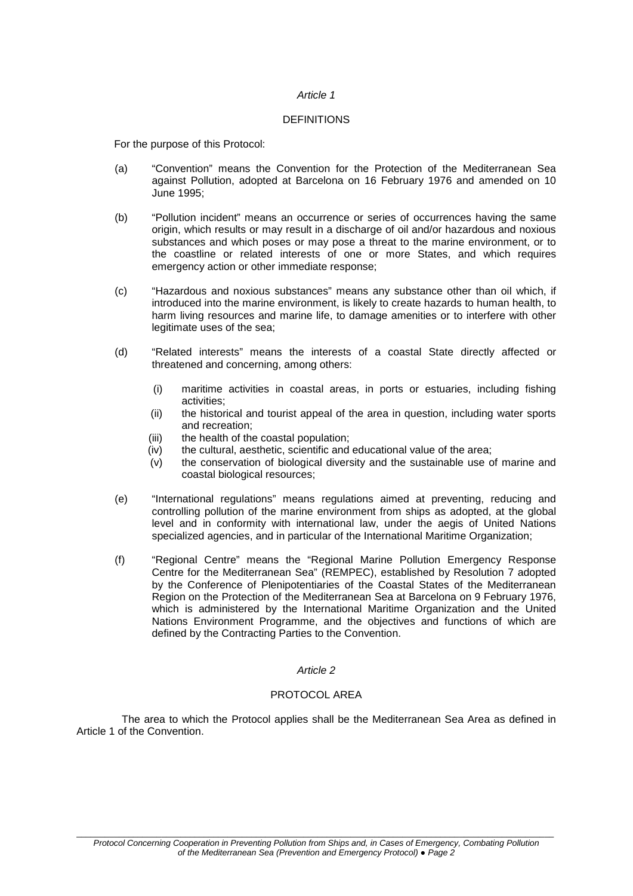*Article 1*

DEFINITIONS

For the purpose of this Protocol:

(a) "Convention" means the Convention for the Protection of the Mediterranean Sea against Pollution, adopted at Barcelona on 16 February 1976 and amended on 10 June 1995;

(b) "Pollution incident" means an occurrence or series of occurrences having the same origin, which results or may result in a discharge of oil and/or hazardous and noxious substances and which poses or may pose a threat to the marine environment, or to the coastline or related interests of one or more States, and which requires emergency action or other immediate response;

(c) "Hazardous and noxious substances" means any substance other than oil which, if introduced into the marine environment, is likely to create hazards to human health, to harm living resources and marine life, to damage amenities or to interfere with other legitimate uses of the sea;

(d) "Related interests" means the interests of a coastal State directly affected or threatened and concerning, among others:

   (i) maritime activities in coastal areas, in ports or estuaries, including fishing activities;
   (ii) the historical and tourist appeal of the area in question, including water sports and recreation;
   (iii) the health of the coastal population;
   (iv) the cultural, aesthetic, scientific and educational value of the area;
   (v) the conservation of biological diversity and the sustainable use of marine and coastal biological resources;

(e) "International regulations" means regulations aimed at preventing, reducing and controlling pollution of the marine environment from ships as adopted, at the global level and in conformity with international law, under the aegis of United Nations specialized agencies, and in particular of the International Maritime Organization;

(f) "Regional Centre" means the "Regional Marine Pollution Emergency Response Centre for the Mediterranean Sea" (REMPEC), established by Resolution 7 adopted by the Conference of Plenipotentiaries of the Coastal States of the Mediterranean Region on the Protection of the Mediterranean Sea at Barcelona on 9 February 1976, which is administered by the International Maritime Organization and the United Nations Environment Programme, and the objectives and functions of which are defined by the Contracting Parties to the Convention.

*Article 2*

PROTOCOL AREA

The area to which the Protocol applies shall be the Mediterranean Sea Area as defined in Article 1 of the Convention.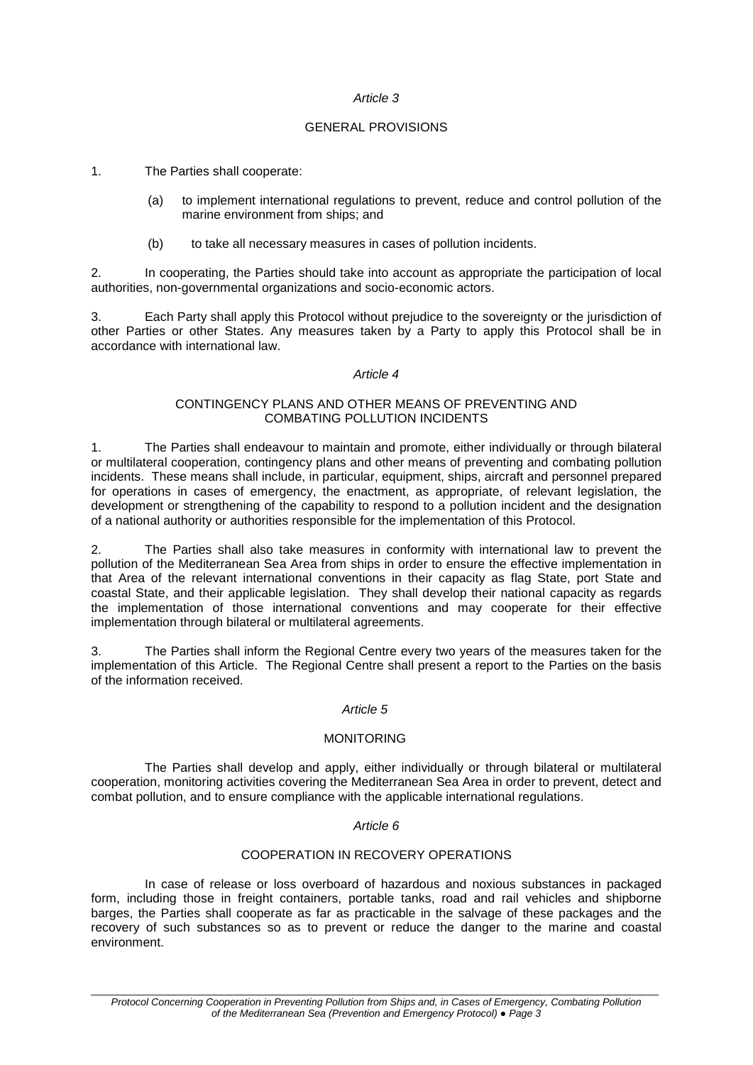*Article 3*

## GENERAL PROVISIONS

1. The Parties shall cooperate:

   (a) to implement international regulations to prevent, reduce and control pollution of the marine environment from ships; and

   (b) to take all necessary measures in cases of pollution incidents.

2. In cooperating, the Parties should take into account as appropriate the participation of local authorities, non-governmental organizations and socio-economic actors.

3. Each Party shall apply this Protocol without prejudice to the sovereignty or the jurisdiction of other Parties or other States. Any measures taken by a Party to apply this Protocol shall be in accordance with international law.

*Article 4*

## CONTINGENCY PLANS AND OTHER MEANS OF PREVENTING AND COMBATING POLLUTION INCIDENTS

1. The Parties shall endeavour to maintain and promote, either individually or through bilateral or multilateral cooperation, contingency plans and other means of preventing and combating pollution incidents. These means shall include, in particular, equipment, ships, aircraft and personnel prepared for operations in cases of emergency, the enactment, as appropriate, of relevant legislation, the development or strengthening of the capability to respond to a pollution incident and the designation of a national authority or authorities responsible for the implementation of this Protocol.

2. The Parties shall also take measures in conformity with international law to prevent the pollution of the Mediterranean Sea Area from ships in order to ensure the effective implementation in that Area of the relevant international conventions in their capacity as flag State, port State and coastal State, and their applicable legislation. They shall develop their national capacity as regards the implementation of those international conventions and may cooperate for their effective implementation through bilateral or multilateral agreements.

3. The Parties shall inform the Regional Centre every two years of the measures taken for the implementation of this Article. The Regional Centre shall present a report to the Parties on the basis of the information received.

*Article 5*

## MONITORING

The Parties shall develop and apply, either individually or through bilateral or multilateral cooperation, monitoring activities covering the Mediterranean Sea Area in order to prevent, detect and combat pollution, and to ensure compliance with the applicable international regulations.

*Article 6*

## COOPERATION IN RECOVERY OPERATIONS

In case of release or loss overboard of hazardous and noxious substances in packaged form, including those in freight containers, portable tanks, road and rail vehicles and shipborne barges, the Parties shall cooperate as far as practicable in the salvage of these packages and the recovery of such substances so as to prevent or reduce the danger to the marine and coastal environment.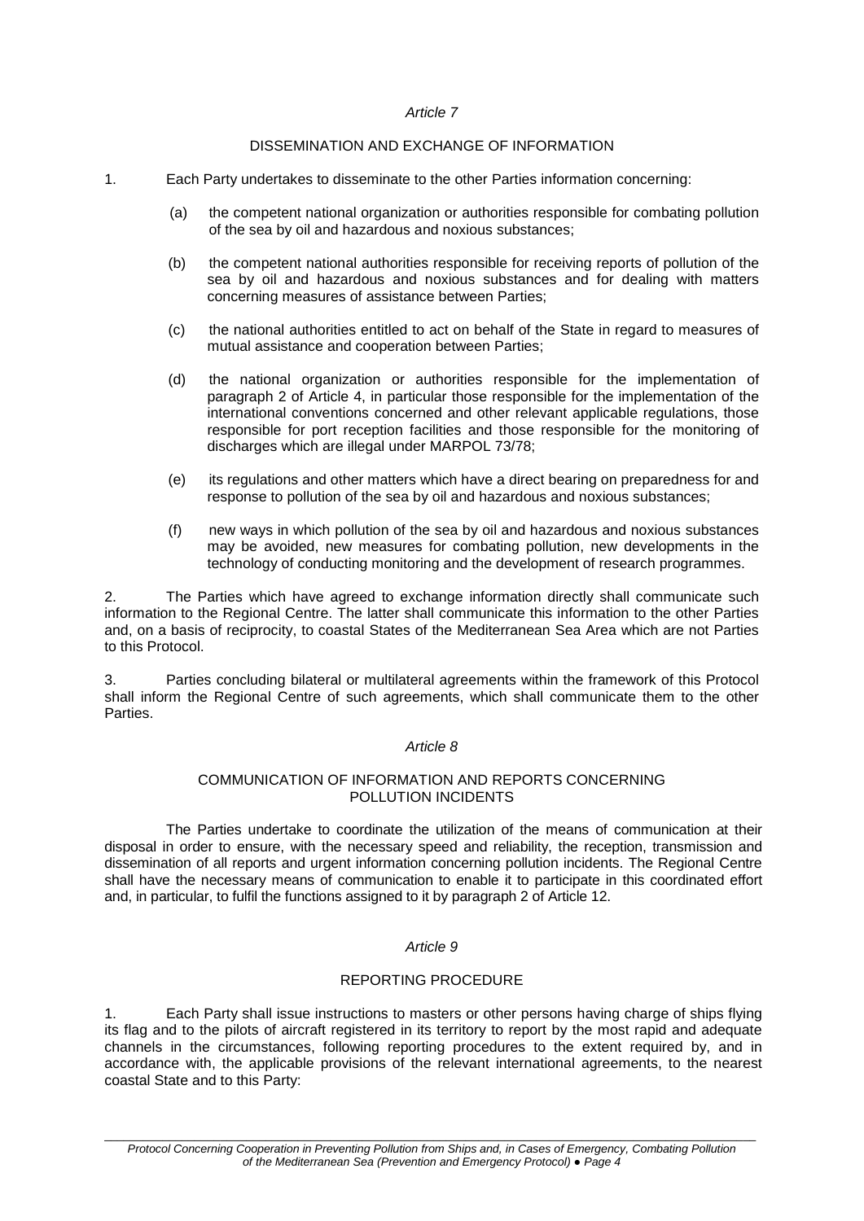*Article 7*

DISSEMINATION AND EXCHANGE OF INFORMATION

1. Each Party undertakes to disseminate to the other Parties information concerning:

   (a) the competent national organization or authorities responsible for combating pollution of the sea by oil and hazardous and noxious substances;

   (b) the competent national authorities responsible for receiving reports of pollution of the sea by oil and hazardous and noxious substances and for dealing with matters concerning measures of assistance between Parties;

   (c) the national authorities entitled to act on behalf of the State in regard to measures of mutual assistance and cooperation between Parties;

   (d) the national organization or authorities responsible for the implementation of paragraph 2 of Article 4, in particular those responsible for the implementation of the international conventions concerned and other relevant applicable regulations, those responsible for port reception facilities and those responsible for the monitoring of discharges which are illegal under MARPOL 73/78;

   (e) its regulations and other matters which have a direct bearing on preparedness for and response to pollution of the sea by oil and hazardous and noxious substances;

   (f) new ways in which pollution of the sea by oil and hazardous and noxious substances may be avoided, new measures for combating pollution, new developments in the technology of conducting monitoring and the development of research programmes.

2. The Parties which have agreed to exchange information directly shall communicate such information to the Regional Centre. The latter shall communicate this information to the other Parties and, on a basis of reciprocity, to coastal States of the Mediterranean Sea Area which are not Parties to this Protocol.

3. Parties concluding bilateral or multilateral agreements within the framework of this Protocol shall inform the Regional Centre of such agreements, which shall communicate them to the other Parties.

*Article 8*

COMMUNICATION OF INFORMATION AND REPORTS CONCERNING POLLUTION INCIDENTS

The Parties undertake to coordinate the utilization of the means of communication at their disposal in order to ensure, with the necessary speed and reliability, the reception, transmission and dissemination of all reports and urgent information concerning pollution incidents. The Regional Centre shall have the necessary means of communication to enable it to participate in this coordinated effort and, in particular, to fulfil the functions assigned to it by paragraph 2 of Article 12.

*Article 9*

REPORTING PROCEDURE

1. Each Party shall issue instructions to masters or other persons having charge of ships flying its flag and to the pilots of aircraft registered in its territory to report by the most rapid and adequate channels in the circumstances, following reporting procedures to the extent required by, and in accordance with, the applicable provisions of the relevant international agreements, to the nearest coastal State and to this Party: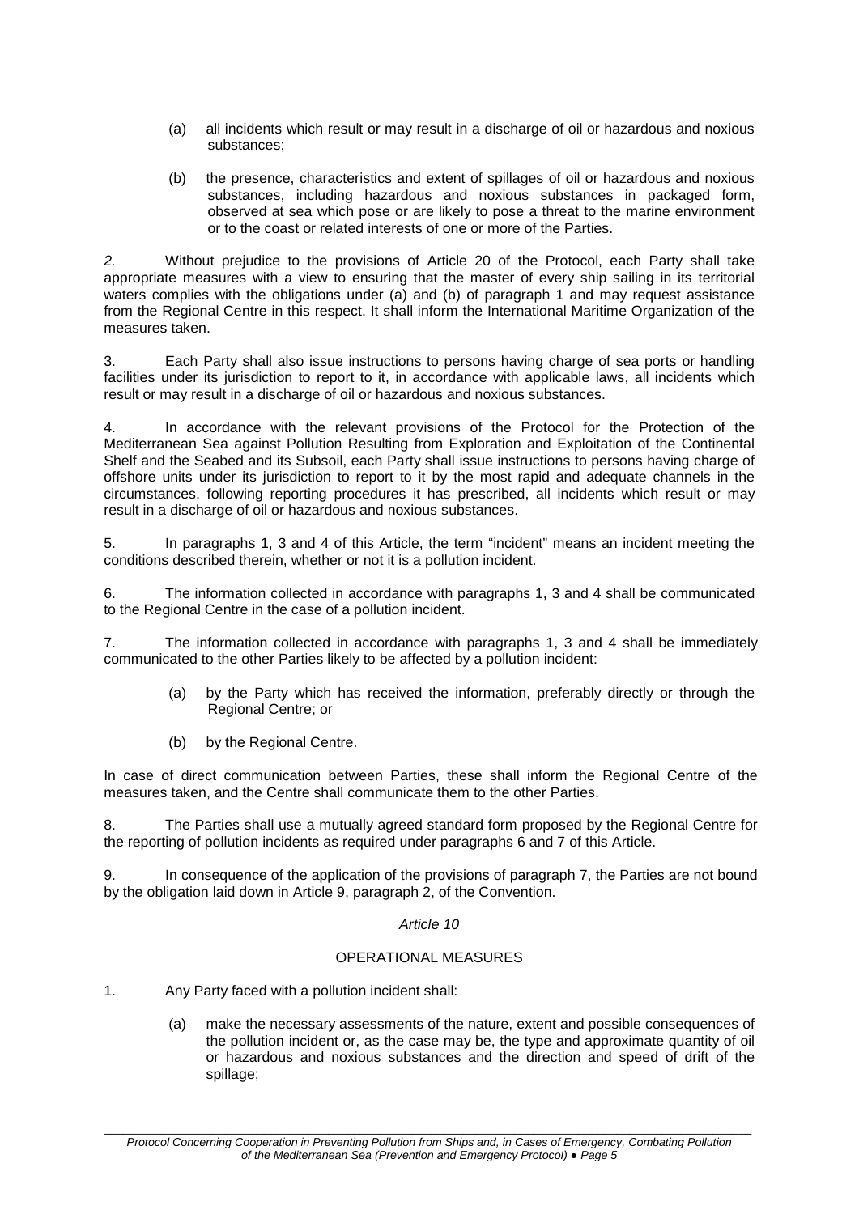(a) all incidents which result or may result in a discharge of oil or hazardous and noxious substances;

(b) the presence, characteristics and extent of spillages of oil or hazardous and noxious substances, including hazardous and noxious substances in packaged form, observed at sea which pose or are likely to pose a threat to the marine environment or to the coast or related interests of one or more of the Parties.

*2.* Without prejudice to the provisions of Article 20 of the Protocol, each Party shall take appropriate measures with a view to ensuring that the master of every ship sailing in its territorial waters complies with the obligations under (a) and (b) of paragraph 1 and may request assistance from the Regional Centre in this respect. It shall inform the International Maritime Organization of the measures taken.

3. Each Party shall also issue instructions to persons having charge of sea ports or handling facilities under its jurisdiction to report to it, in accordance with applicable laws, all incidents which result or may result in a discharge of oil or hazardous and noxious substances.

4. In accordance with the relevant provisions of the Protocol for the Protection of the Mediterranean Sea against Pollution Resulting from Exploration and Exploitation of the Continental Shelf and the Seabed and its Subsoil, each Party shall issue instructions to persons having charge of offshore units under its jurisdiction to report to it by the most rapid and adequate channels in the circumstances, following reporting procedures it has prescribed, all incidents which result or may result in a discharge of oil or hazardous and noxious substances.

5. In paragraphs 1, 3 and 4 of this Article, the term "incident" means an incident meeting the conditions described therein, whether or not it is a pollution incident.

6. The information collected in accordance with paragraphs 1, 3 and 4 shall be communicated to the Regional Centre in the case of a pollution incident.

7. The information collected in accordance with paragraphs 1, 3 and 4 shall be immediately communicated to the other Parties likely to be affected by a pollution incident:

(a) by the Party which has received the information, preferably directly or through the Regional Centre; or

(b) by the Regional Centre.

In case of direct communication between Parties, these shall inform the Regional Centre of the measures taken, and the Centre shall communicate them to the other Parties.

8. The Parties shall use a mutually agreed standard form proposed by the Regional Centre for the reporting of pollution incidents as required under paragraphs 6 and 7 of this Article.

9. In consequence of the application of the provisions of paragraph 7, the Parties are not bound by the obligation laid down in Article 9, paragraph 2, of the Convention.

*Article 10*

OPERATIONAL MEASURES

1. Any Party faced with a pollution incident shall:

(a) make the necessary assessments of the nature, extent and possible consequences of the pollution incident or, as the case may be, the type and approximate quantity of oil or hazardous and noxious substances and the direction and speed of drift of the spillage;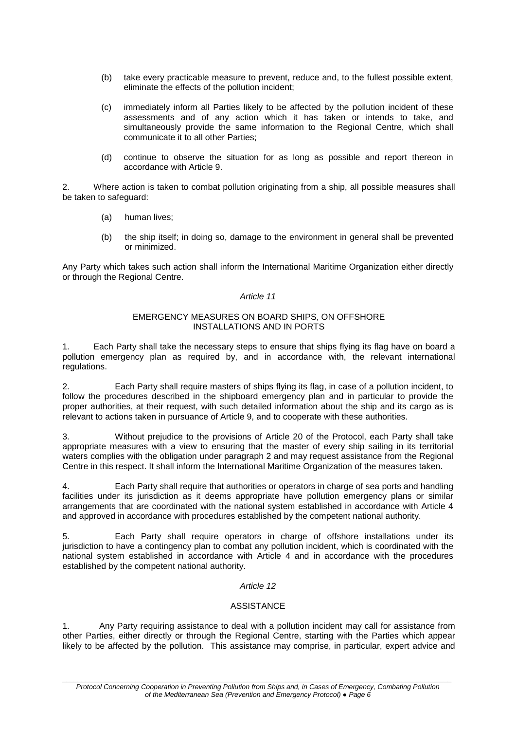(b) take every practicable measure to prevent, reduce and, to the fullest possible extent, eliminate the effects of the pollution incident;

(c) immediately inform all Parties likely to be affected by the pollution incident of these assessments and of any action which it has taken or intends to take, and simultaneously provide the same information to the Regional Centre, which shall communicate it to all other Parties;

(d) continue to observe the situation for as long as possible and report thereon in accordance with Article 9.

2. Where action is taken to combat pollution originating from a ship, all possible measures shall be taken to safeguard:

(a) human lives;

(b) the ship itself; in doing so, damage to the environment in general shall be prevented or minimized.

Any Party which takes such action shall inform the International Maritime Organization either directly or through the Regional Centre.

*Article 11*

EMERGENCY MEASURES ON BOARD SHIPS, ON OFFSHORE INSTALLATIONS AND IN PORTS

1. Each Party shall take the necessary steps to ensure that ships flying its flag have on board a pollution emergency plan as required by, and in accordance with, the relevant international regulations.

2. Each Party shall require masters of ships flying its flag, in case of a pollution incident, to follow the procedures described in the shipboard emergency plan and in particular to provide the proper authorities, at their request, with such detailed information about the ship and its cargo as is relevant to actions taken in pursuance of Article 9, and to cooperate with these authorities.

3. Without prejudice to the provisions of Article 20 of the Protocol, each Party shall take appropriate measures with a view to ensuring that the master of every ship sailing in its territorial waters complies with the obligation under paragraph 2 and may request assistance from the Regional Centre in this respect. It shall inform the International Maritime Organization of the measures taken.

4. Each Party shall require that authorities or operators in charge of sea ports and handling facilities under its jurisdiction as it deems appropriate have pollution emergency plans or similar arrangements that are coordinated with the national system established in accordance with Article 4 and approved in accordance with procedures established by the competent national authority.

5. Each Party shall require operators in charge of offshore installations under its jurisdiction to have a contingency plan to combat any pollution incident, which is coordinated with the national system established in accordance with Article 4 and in accordance with the procedures established by the competent national authority.

*Article 12*

ASSISTANCE

1. Any Party requiring assistance to deal with a pollution incident may call for assistance from other Parties, either directly or through the Regional Centre, starting with the Parties which appear likely to be affected by the pollution. This assistance may comprise, in particular, expert advice and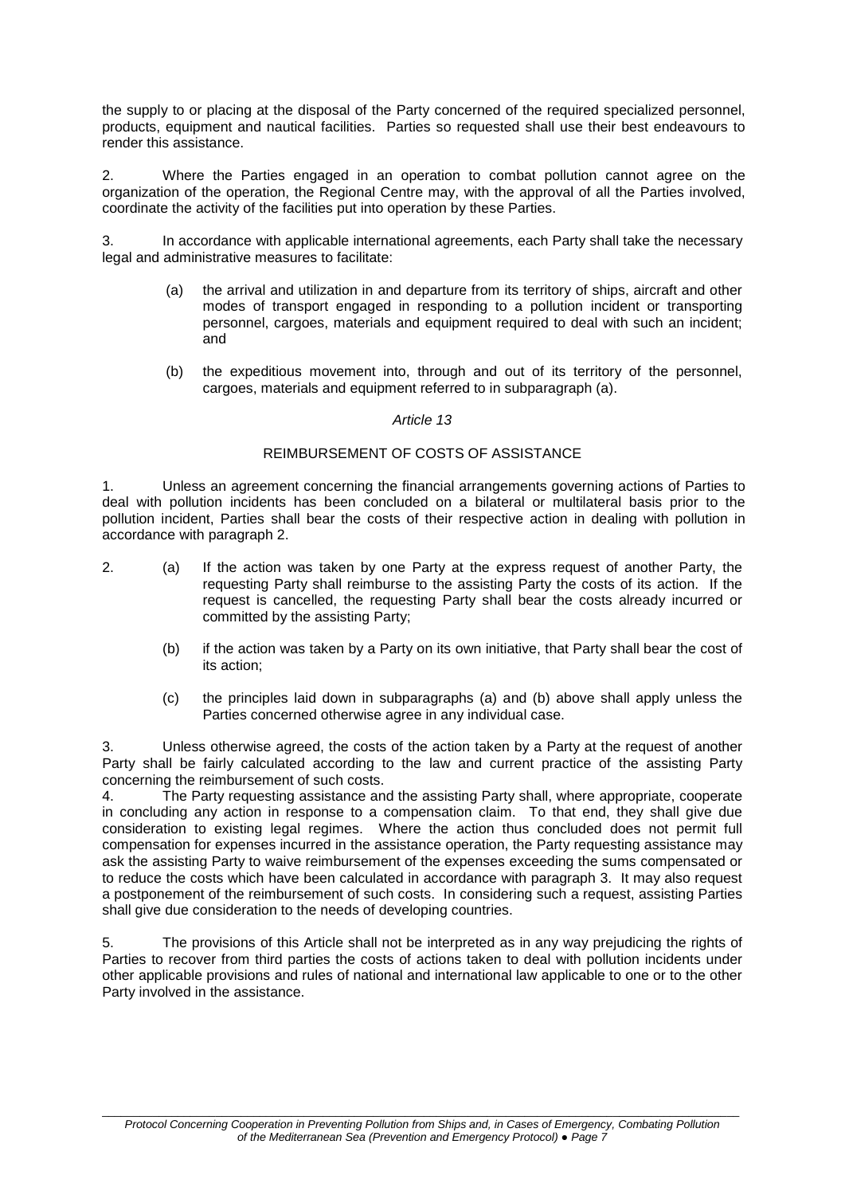the supply to or placing at the disposal of the Party concerned of the required specialized personnel, products, equipment and nautical facilities. Parties so requested shall use their best endeavours to render this assistance.

2. Where the Parties engaged in an operation to combat pollution cannot agree on the organization of the operation, the Regional Centre may, with the approval of all the Parties involved, coordinate the activity of the facilities put into operation by these Parties.

3. In accordance with applicable international agreements, each Party shall take the necessary legal and administrative measures to facilitate:

(a) the arrival and utilization in and departure from its territory of ships, aircraft and other modes of transport engaged in responding to a pollution incident or transporting personnel, cargoes, materials and equipment required to deal with such an incident; and

(b) the expeditious movement into, through and out of its territory of the personnel, cargoes, materials and equipment referred to in subparagraph (a).

*Article 13*

REIMBURSEMENT OF COSTS OF ASSISTANCE

1. Unless an agreement concerning the financial arrangements governing actions of Parties to deal with pollution incidents has been concluded on a bilateral or multilateral basis prior to the pollution incident, Parties shall bear the costs of their respective action in dealing with pollution in accordance with paragraph 2.

2. (a) If the action was taken by one Party at the express request of another Party, the requesting Party shall reimburse to the assisting Party the costs of its action. If the request is cancelled, the requesting Party shall bear the costs already incurred or committed by the assisting Party;

(b) if the action was taken by a Party on its own initiative, that Party shall bear the cost of its action;

(c) the principles laid down in subparagraphs (a) and (b) above shall apply unless the Parties concerned otherwise agree in any individual case.

3. Unless otherwise agreed, the costs of the action taken by a Party at the request of another Party shall be fairly calculated according to the law and current practice of the assisting Party concerning the reimbursement of such costs.

4. The Party requesting assistance and the assisting Party shall, where appropriate, cooperate in concluding any action in response to a compensation claim. To that end, they shall give due consideration to existing legal regimes. Where the action thus concluded does not permit full compensation for expenses incurred in the assistance operation, the Party requesting assistance may ask the assisting Party to waive reimbursement of the expenses exceeding the sums compensated or to reduce the costs which have been calculated in accordance with paragraph 3. It may also request a postponement of the reimbursement of such costs. In considering such a request, assisting Parties shall give due consideration to the needs of developing countries.

5. The provisions of this Article shall not be interpreted as in any way prejudicing the rights of Parties to recover from third parties the costs of actions taken to deal with pollution incidents under other applicable provisions and rules of national and international law applicable to one or to the other Party involved in the assistance.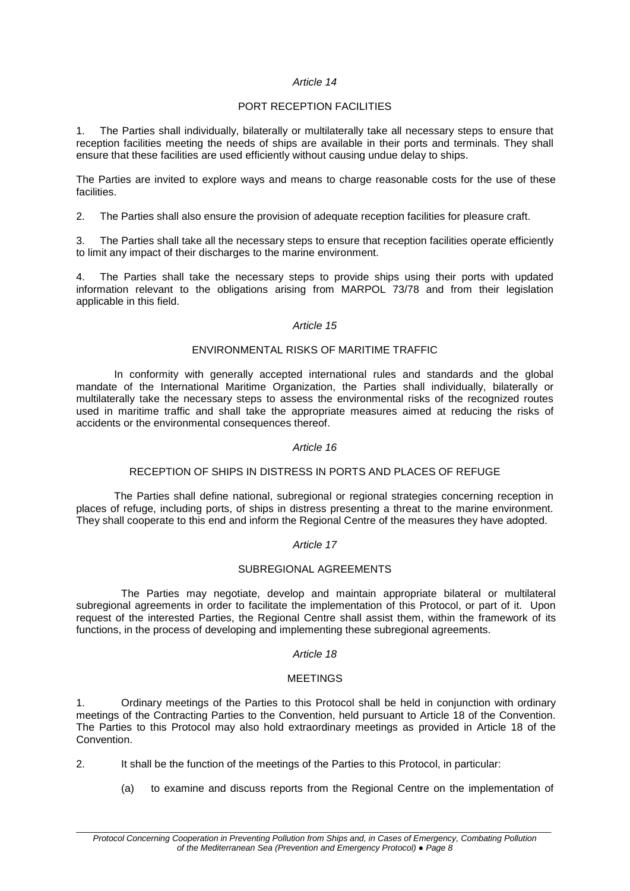*Article 14*

PORT RECEPTION FACILITIES

1. The Parties shall individually, bilaterally or multilaterally take all necessary steps to ensure that reception facilities meeting the needs of ships are available in their ports and terminals. They shall ensure that these facilities are used efficiently without causing undue delay to ships.

The Parties are invited to explore ways and means to charge reasonable costs for the use of these facilities.

2. The Parties shall also ensure the provision of adequate reception facilities for pleasure craft.

3. The Parties shall take all the necessary steps to ensure that reception facilities operate efficiently to limit any impact of their discharges to the marine environment.

4. The Parties shall take the necessary steps to provide ships using their ports with updated information relevant to the obligations arising from MARPOL 73/78 and from their legislation applicable in this field.

*Article 15*

ENVIRONMENTAL RISKS OF MARITIME TRAFFIC

In conformity with generally accepted international rules and standards and the global mandate of the International Maritime Organization, the Parties shall individually, bilaterally or multilaterally take the necessary steps to assess the environmental risks of the recognized routes used in maritime traffic and shall take the appropriate measures aimed at reducing the risks of accidents or the environmental consequences thereof.

*Article 16*

RECEPTION OF SHIPS IN DISTRESS IN PORTS AND PLACES OF REFUGE

The Parties shall define national, subregional or regional strategies concerning reception in places of refuge, including ports, of ships in distress presenting a threat to the marine environment. They shall cooperate to this end and inform the Regional Centre of the measures they have adopted.

*Article 17*

SUBREGIONAL AGREEMENTS

The Parties may negotiate, develop and maintain appropriate bilateral or multilateral subregional agreements in order to facilitate the implementation of this Protocol, or part of it. Upon request of the interested Parties, the Regional Centre shall assist them, within the framework of its functions, in the process of developing and implementing these subregional agreements.

*Article 18*

MEETINGS

1. Ordinary meetings of the Parties to this Protocol shall be held in conjunction with ordinary meetings of the Contracting Parties to the Convention, held pursuant to Article 18 of the Convention. The Parties to this Protocol may also hold extraordinary meetings as provided in Article 18 of the Convention.

2. It shall be the function of the meetings of the Parties to this Protocol, in particular:

(a) to examine and discuss reports from the Regional Centre on the implementation of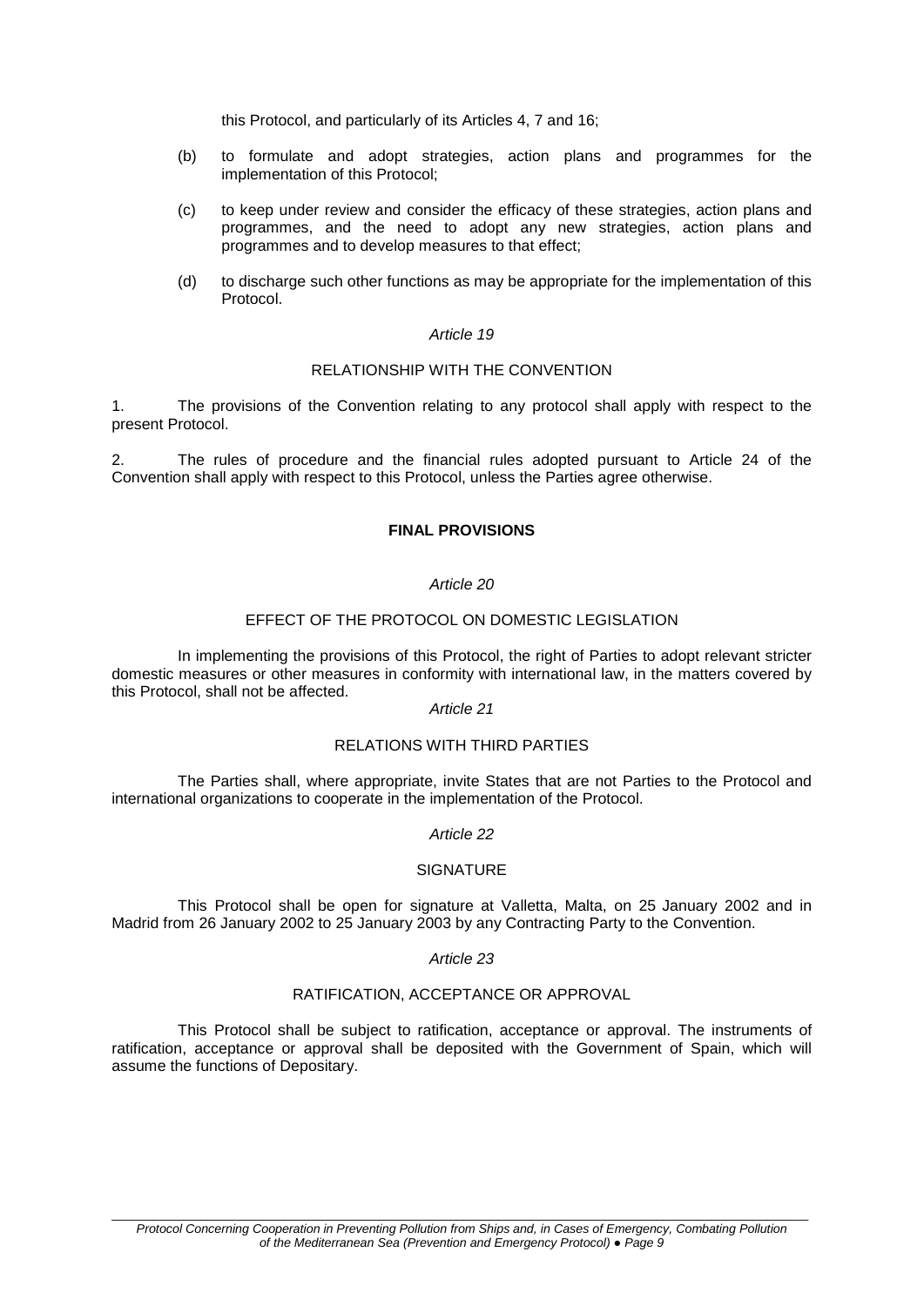this Protocol, and particularly of its Articles 4, 7 and 16;

(b) to formulate and adopt strategies, action plans and programmes for the implementation of this Protocol;

(c) to keep under review and consider the efficacy of these strategies, action plans and programmes, and the need to adopt any new strategies, action plans and programmes and to develop measures to that effect;

(d) to discharge such other functions as may be appropriate for the implementation of this Protocol.

*Article 19*

RELATIONSHIP WITH THE CONVENTION

1. The provisions of the Convention relating to any protocol shall apply with respect to the present Protocol.

2. The rules of procedure and the financial rules adopted pursuant to Article 24 of the Convention shall apply with respect to this Protocol, unless the Parties agree otherwise.

**FINAL PROVISIONS**

*Article 20*

EFFECT OF THE PROTOCOL ON DOMESTIC LEGISLATION

In implementing the provisions of this Protocol, the right of Parties to adopt relevant stricter domestic measures or other measures in conformity with international law, in the matters covered by this Protocol, shall not be affected.

*Article 21*

RELATIONS WITH THIRD PARTIES

The Parties shall, where appropriate, invite States that are not Parties to the Protocol and international organizations to cooperate in the implementation of the Protocol.

*Article 22*

SIGNATURE

This Protocol shall be open for signature at Valletta, Malta, on 25 January 2002 and in Madrid from 26 January 2002 to 25 January 2003 by any Contracting Party to the Convention.

*Article 23*

RATIFICATION, ACCEPTANCE OR APPROVAL

This Protocol shall be subject to ratification, acceptance or approval. The instruments of ratification, acceptance or approval shall be deposited with the Government of Spain, which will assume the functions of Depositary.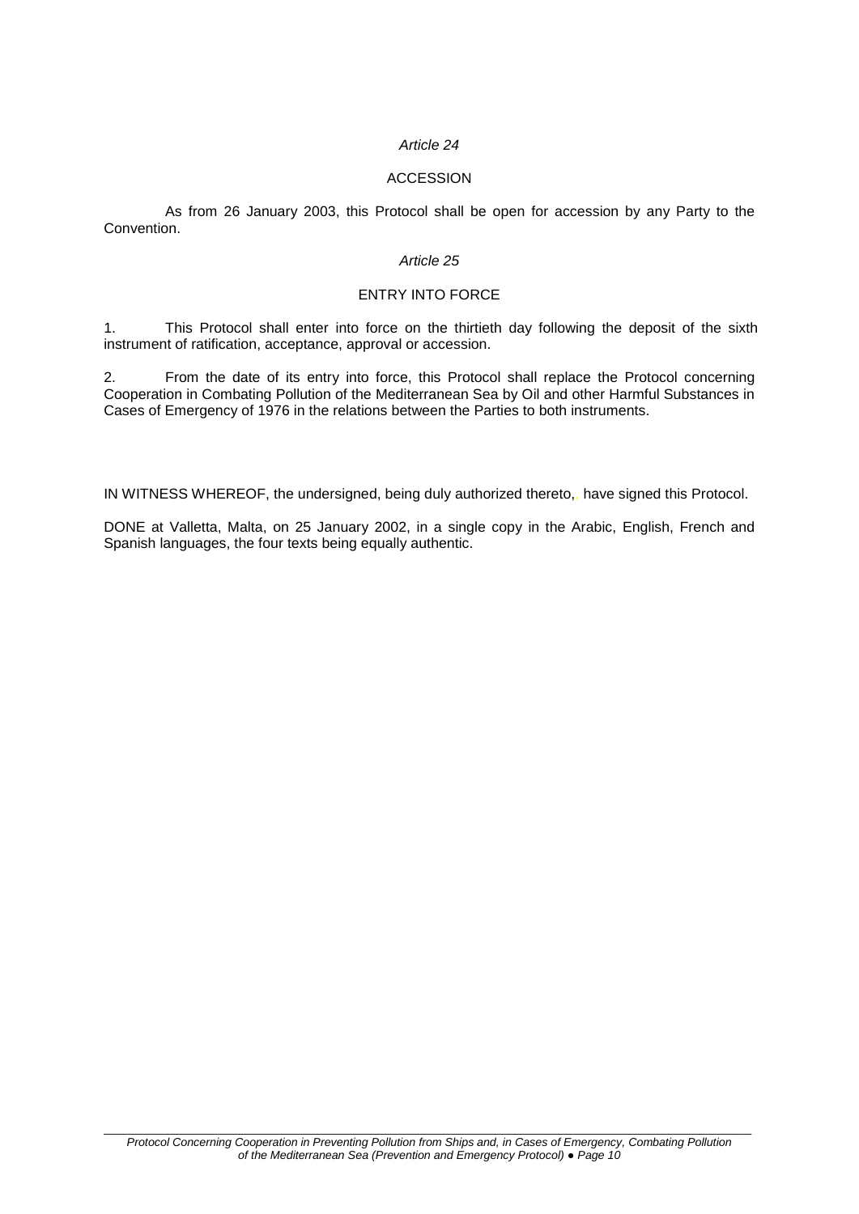*Article 24*

ACCESSION

As from 26 January 2003, this Protocol shall be open for accession by any Party to the Convention.

*Article 25*

ENTRY INTO FORCE

1. This Protocol shall enter into force on the thirtieth day following the deposit of the sixth instrument of ratification, acceptance, approval or accession.

2. From the date of its entry into force, this Protocol shall replace the Protocol concerning Cooperation in Combating Pollution of the Mediterranean Sea by Oil and other Harmful Substances in Cases of Emergency of 1976 in the relations between the Parties to both instruments.

IN WITNESS WHEREOF, the undersigned, being duly authorized thereto, have signed this Protocol.

DONE at Valletta, Malta, on 25 January 2002, in a single copy in the Arabic, English, French and Spanish languages, the four texts being equally authentic.